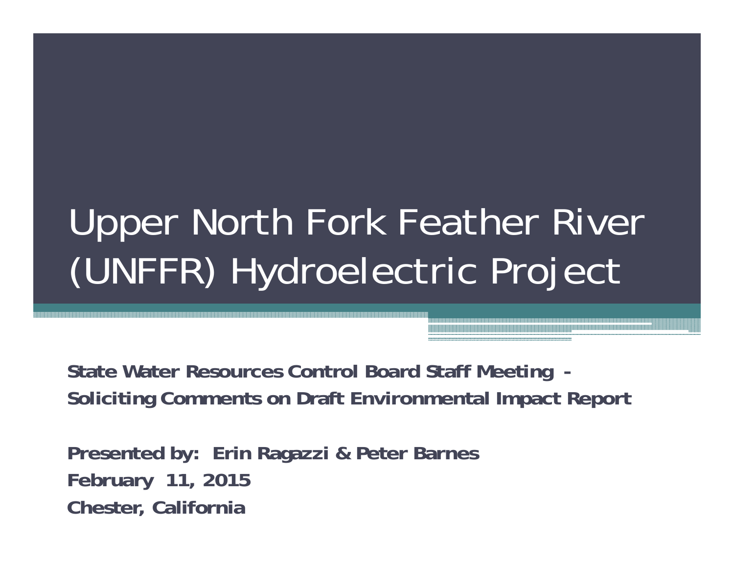# Upper North Fork Feather River (UNFFR) Hydroelectric Project

**State Water Resources Control Board Staff Meeting - Soliciting Comments on Draft Environmental Impact Report**

**Presented by: Erin Ragazzi & Peter Barnes**
**February 11, 2015**
**Chester, California**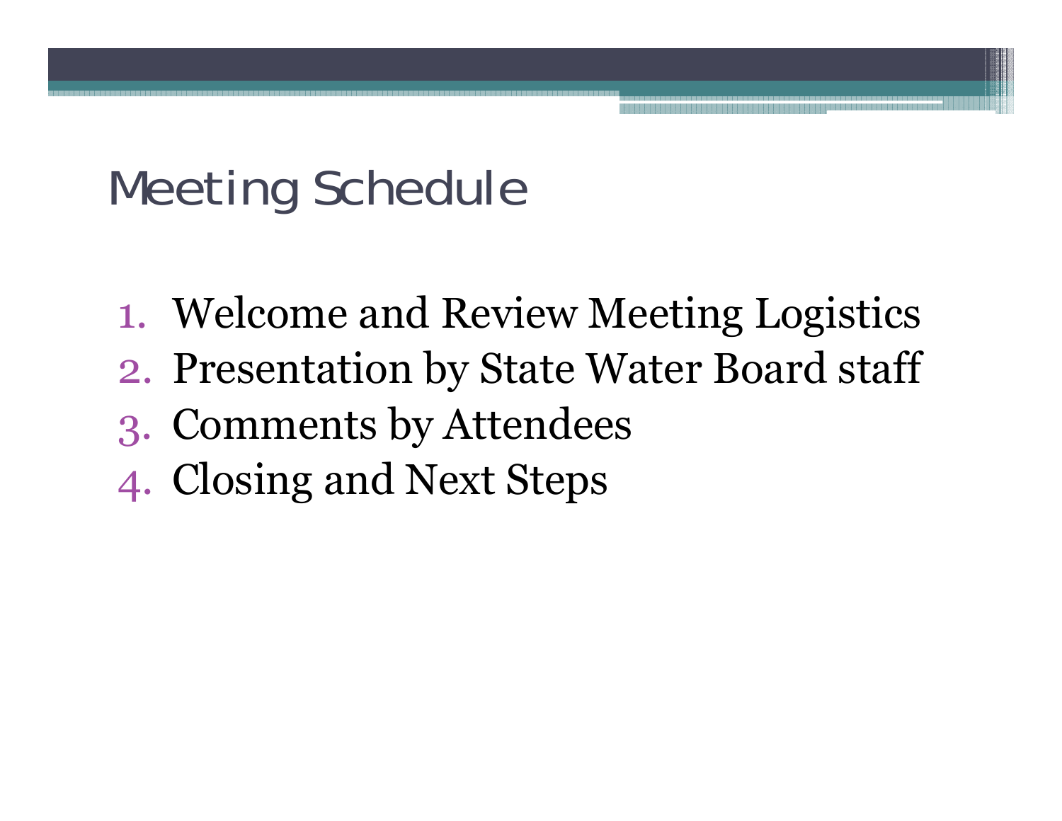# Meeting Schedule

1. Welcome and Review Meeting Logistics
2. Presentation by State Water Board staff
3. Comments by Attendees
4. Closing and Next Steps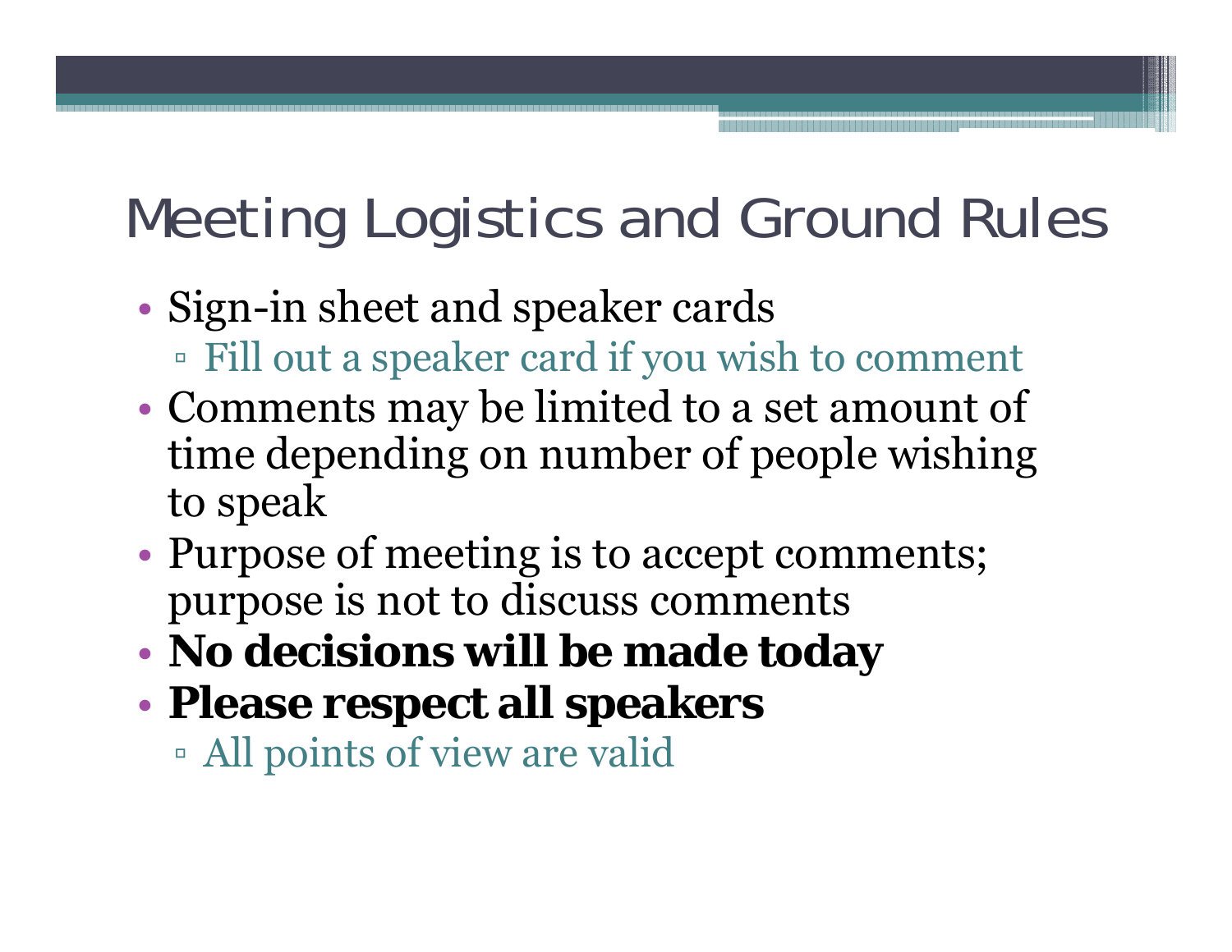# Meeting Logistics and Ground Rules

- Sign-in sheet and speaker cards
  - Fill out a speaker card if you wish to comment
- Comments may be limited to a set amount of time depending on number of people wishing to speak
- Purpose of meeting is to accept comments; purpose is not to discuss comments
- **No decisions will be made today**
- **Please respect all speakers**
  - All points of view are valid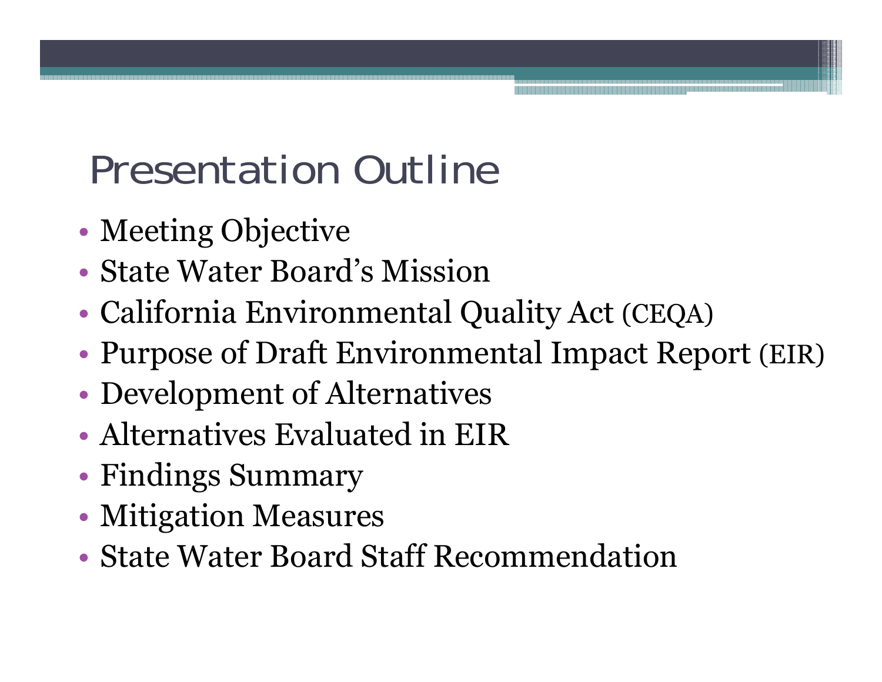# Presentation Outline

- Meeting Objective
- State Water Board's Mission
- California Environmental Quality Act (CEQA)
- Purpose of Draft Environmental Impact Report (EIR)
- Development of Alternatives
- Alternatives Evaluated in EIR
- Findings Summary
- Mitigation Measures
- State Water Board Staff Recommendation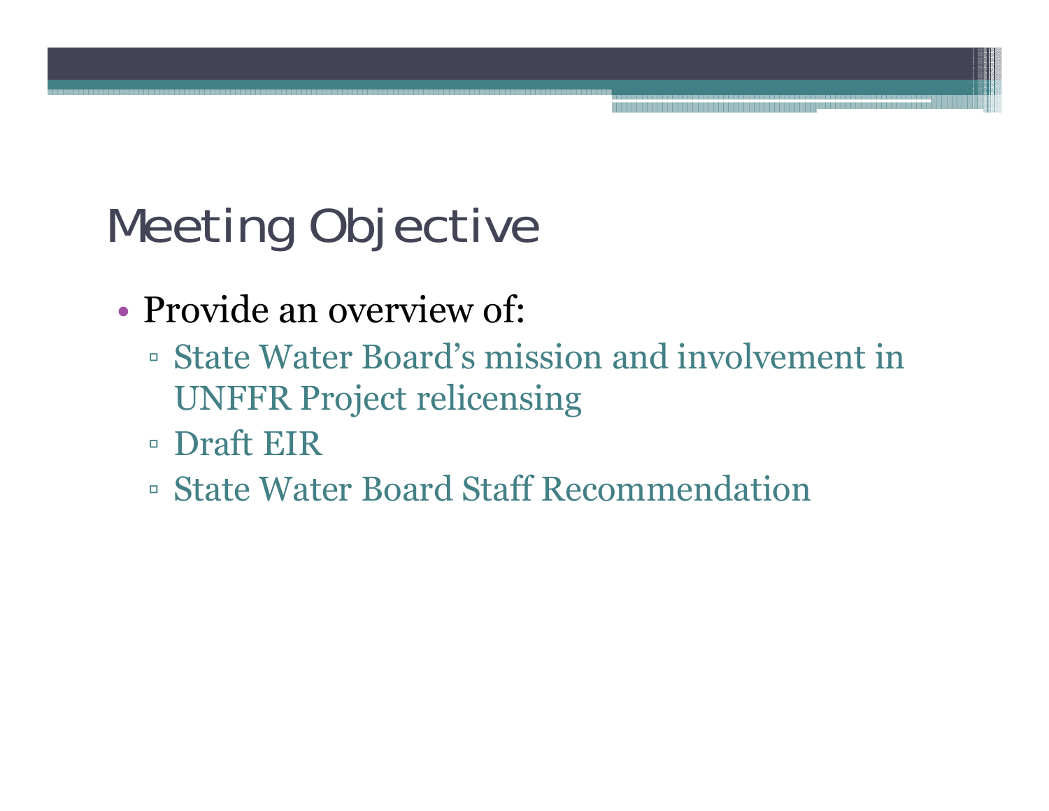# Meeting Objective

- Provide an overview of:
  - State Water Board's mission and involvement in UNFFR Project relicensing
  - Draft EIR
  - State Water Board Staff Recommendation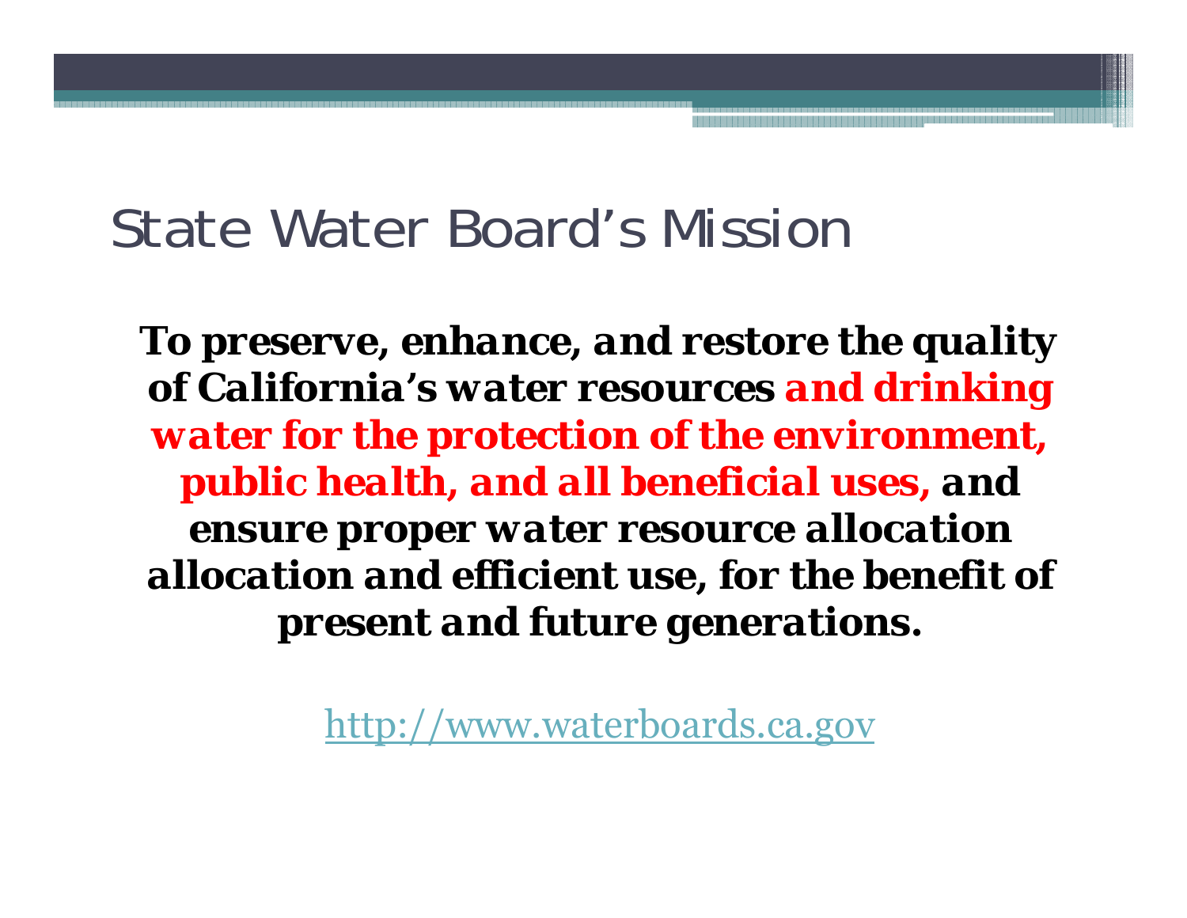# State Water Board's Mission

***To preserve, enhance, and restore the quality of California's water resources and drinking water for the protection of the environment, public health, and all beneficial uses, and ensure proper water resource allocation allocation and efficient use, for the benefit of present and future generations.***

http://www.waterboards.ca.gov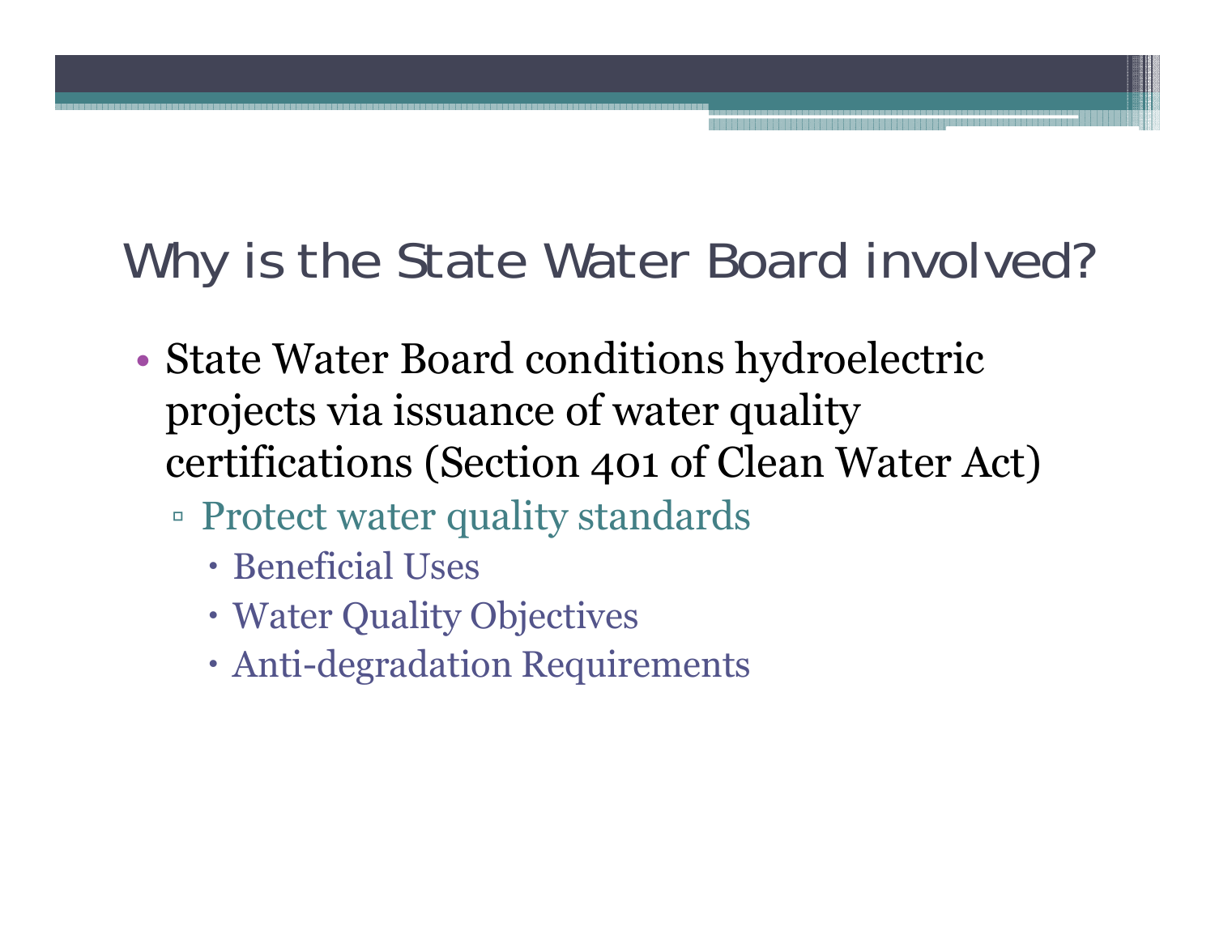# Why is the State Water Board involved?

- State Water Board conditions hydroelectric projects via issuance of water quality certifications (Section 401 of Clean Water Act)
  - Protect water quality standards
    - Beneficial Uses
    - Water Quality Objectives
    - Anti-degradation Requirements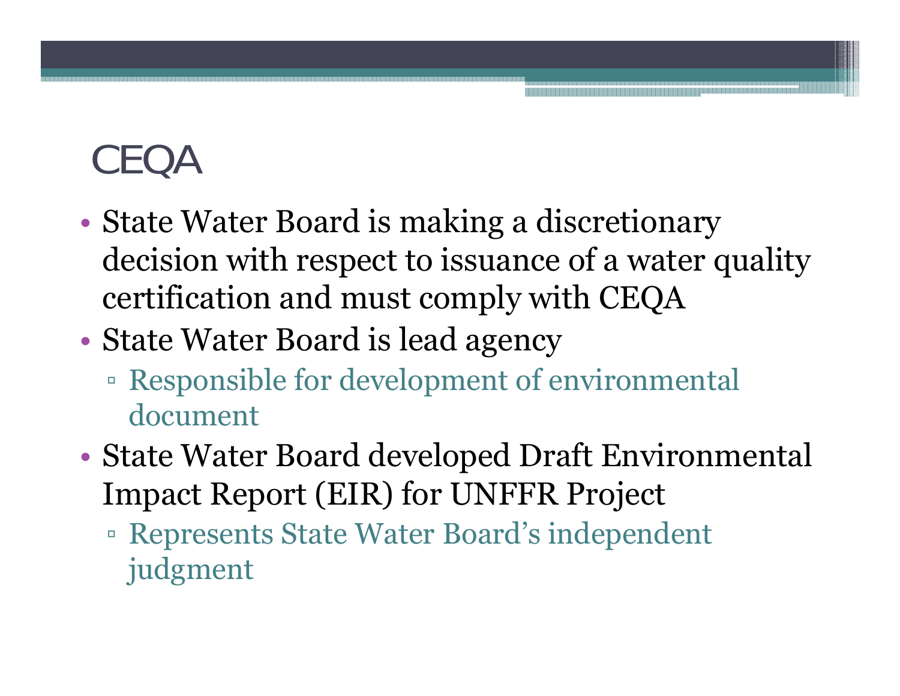# CEQA

- State Water Board is making a discretionary decision with respect to issuance of a water quality certification and must comply with CEQA
- State Water Board is lead agency
  - Responsible for development of environmental document
- State Water Board developed Draft Environmental Impact Report (EIR) for UNFFR Project
  - Represents State Water Board's independent judgment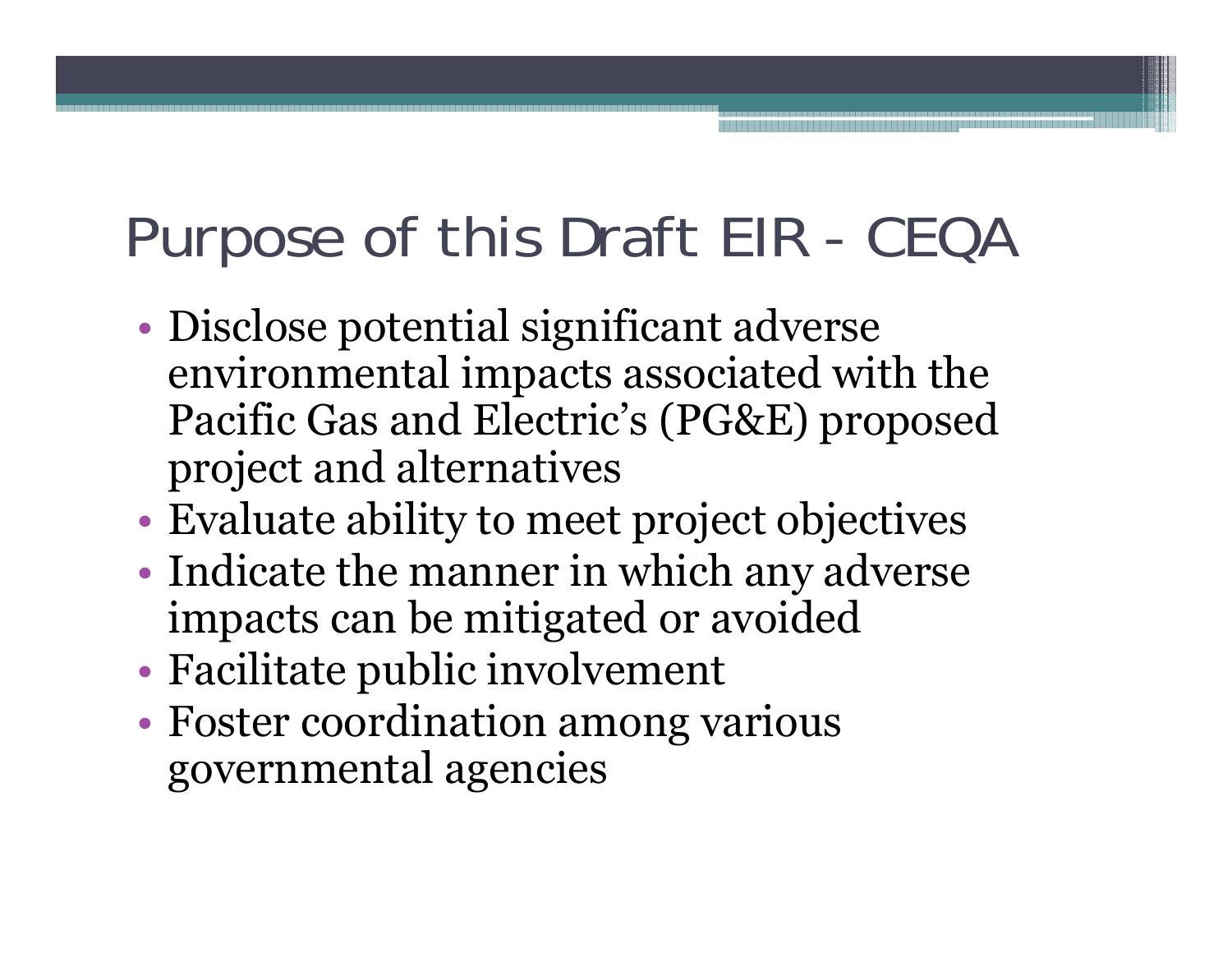# Purpose of this Draft EIR - CEQA

- Disclose potential significant adverse environmental impacts associated with the Pacific Gas and Electric's (PG&E) proposed project and alternatives
- Evaluate ability to meet project objectives
- Indicate the manner in which any adverse impacts can be mitigated or avoided
- Facilitate public involvement
- Foster coordination among various governmental agencies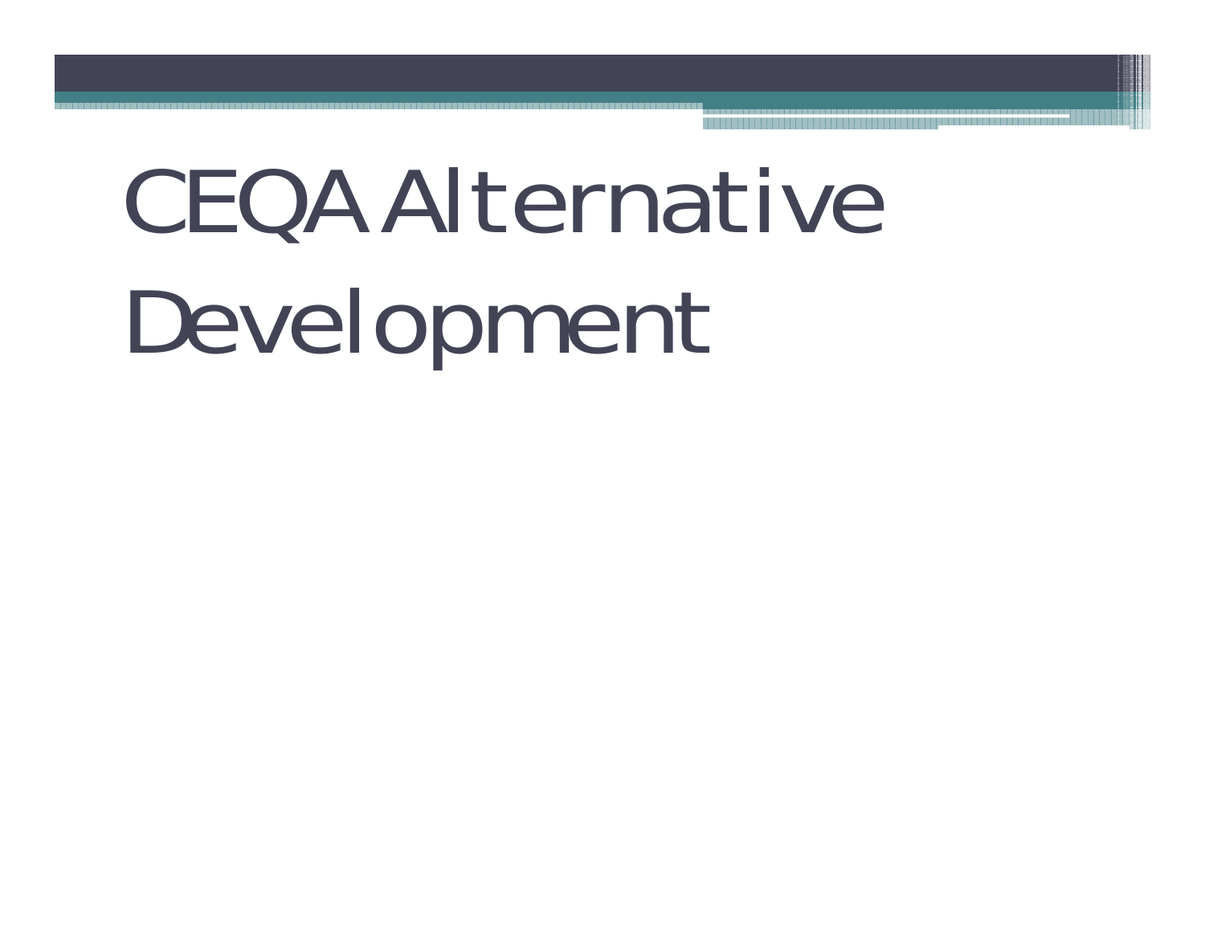# CEQA Alternative Development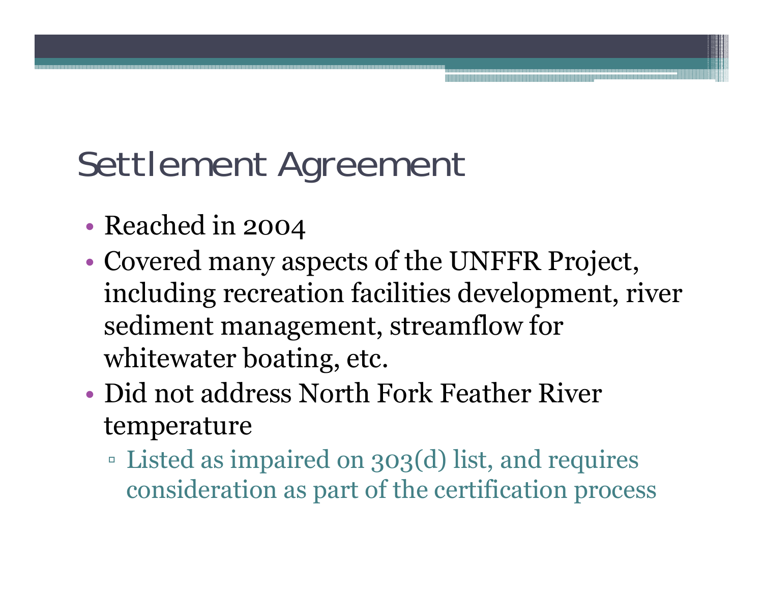# Settlement Agreement

- Reached in 2004
- Covered many aspects of the UNFFR Project, including recreation facilities development, river sediment management, streamflow for whitewater boating, etc.
- Did not address North Fork Feather River temperature
  - Listed as impaired on 303(d) list, and requires consideration as part of the certification process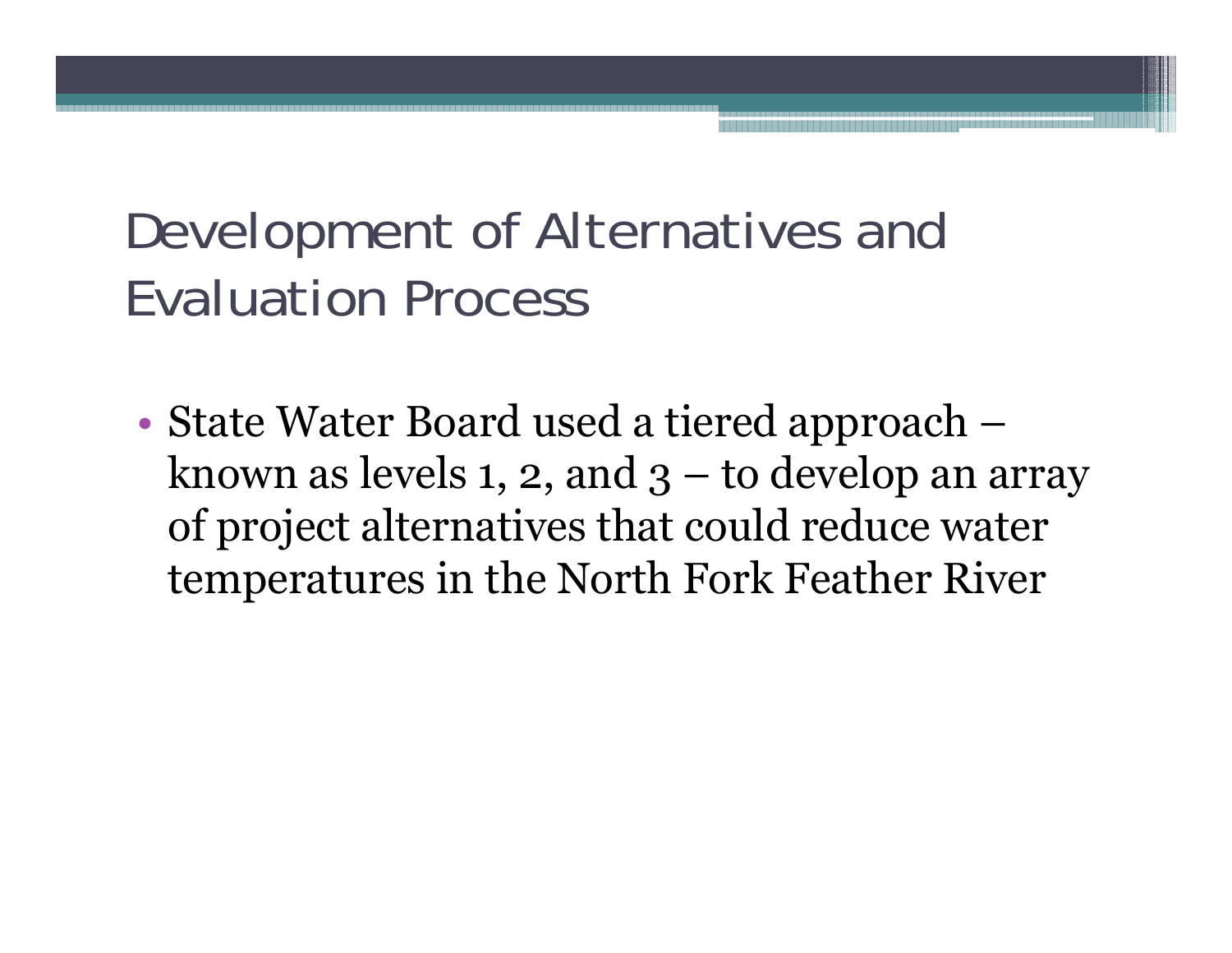# Development of Alternatives and Evaluation Process

- State Water Board used a tiered approach – known as levels 1, 2, and 3 – to develop an array of project alternatives that could reduce water temperatures in the North Fork Feather River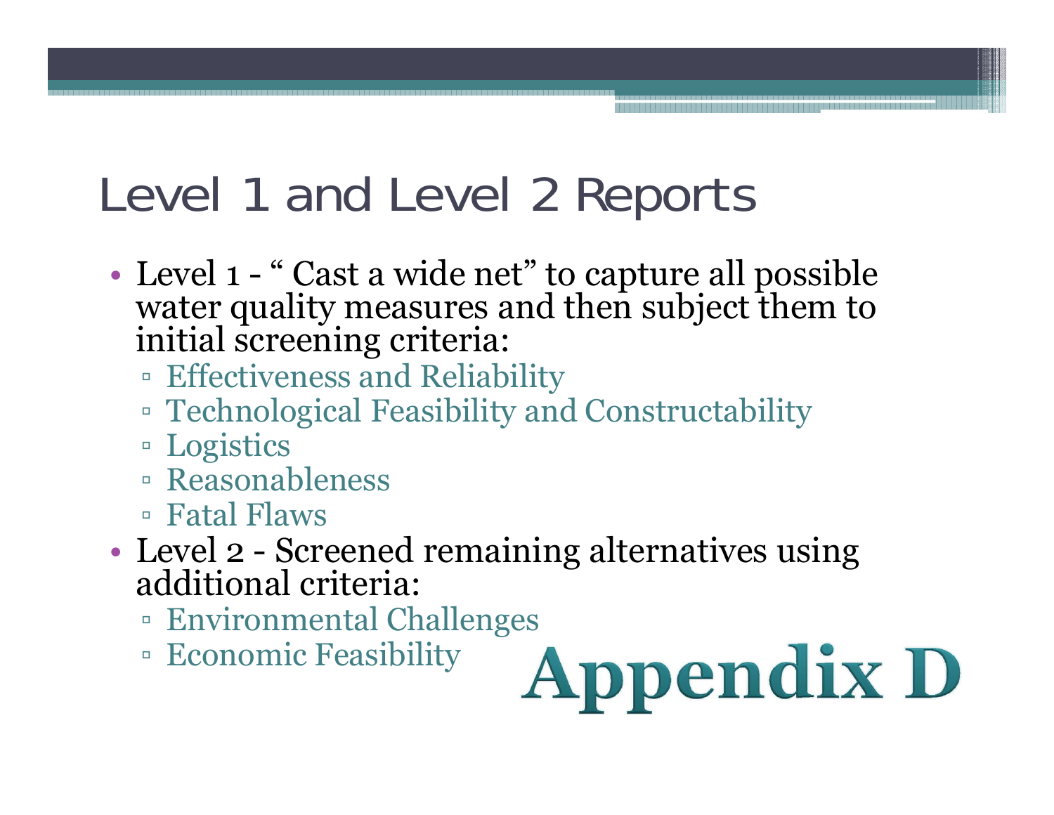# Level 1 and Level 2 Reports

- Level 1 - " Cast a wide net" to capture all possible water quality measures and then subject them to initial screening criteria:
  - Effectiveness and Reliability
  - Technological Feasibility and Constructability
  - Logistics
  - Reasonableness
  - Fatal Flaws
- Level 2 - Screened remaining alternatives using additional criteria:
  - Environmental Challenges
  - Economic Feasibility

**Appendix D**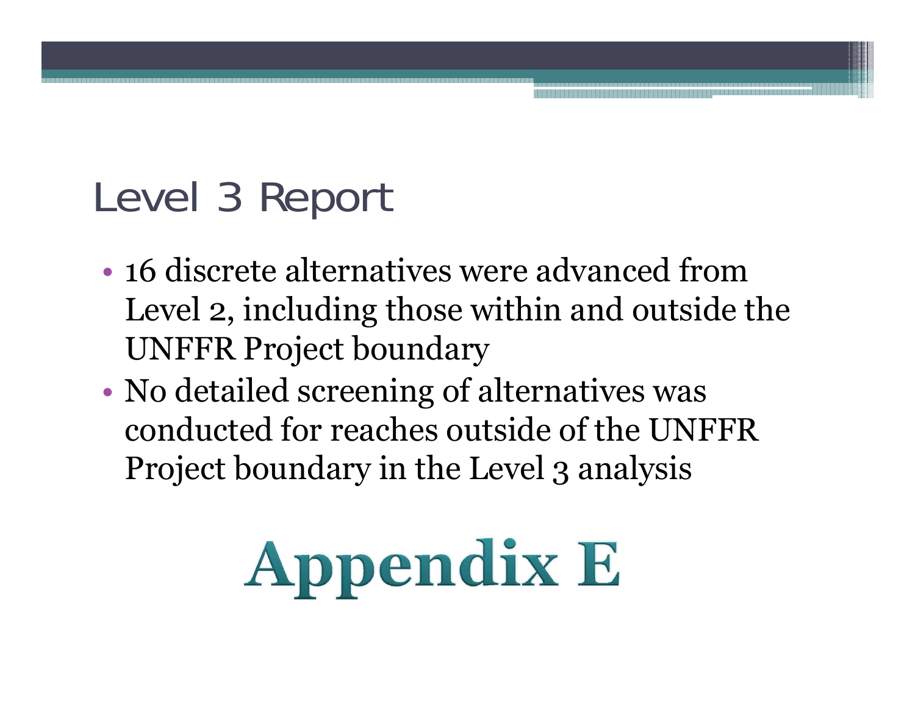# Level 3 Report

- 16 discrete alternatives were advanced from Level 2, including those within and outside the UNFFR Project boundary
- No detailed screening of alternatives was conducted for reaches outside of the UNFFR Project boundary in the Level 3 analysis

# Appendix E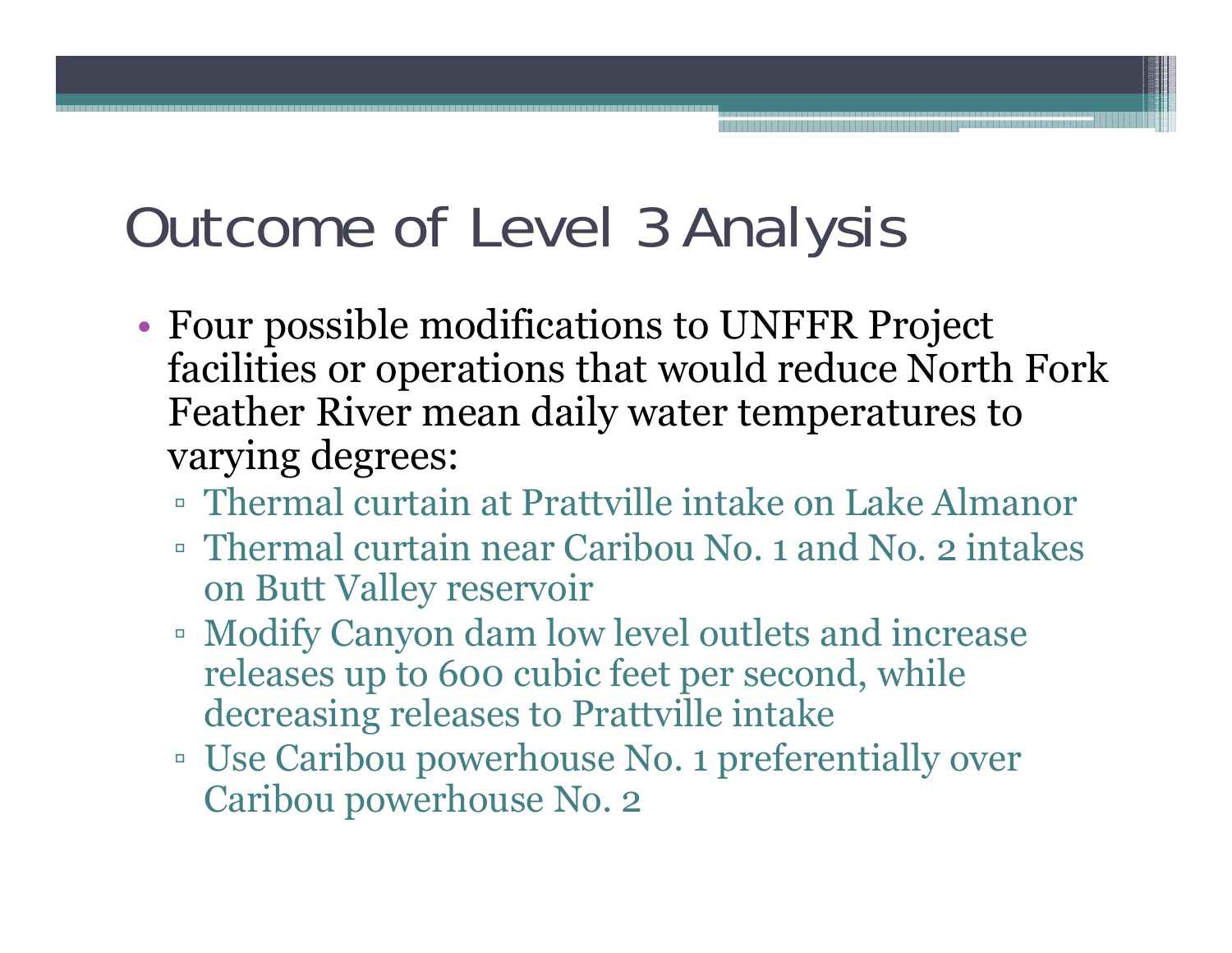# Outcome of Level 3 Analysis

- Four possible modifications to UNFFR Project facilities or operations that would reduce North Fork Feather River mean daily water temperatures to varying degrees:
  - Thermal curtain at Prattville intake on Lake Almanor
  - Thermal curtain near Caribou No. 1 and No. 2 intakes on Butt Valley reservoir
  - Modify Canyon dam low level outlets and increase releases up to 600 cubic feet per second, while decreasing releases to Prattville intake
  - Use Caribou powerhouse No. 1 preferentially over Caribou powerhouse No. 2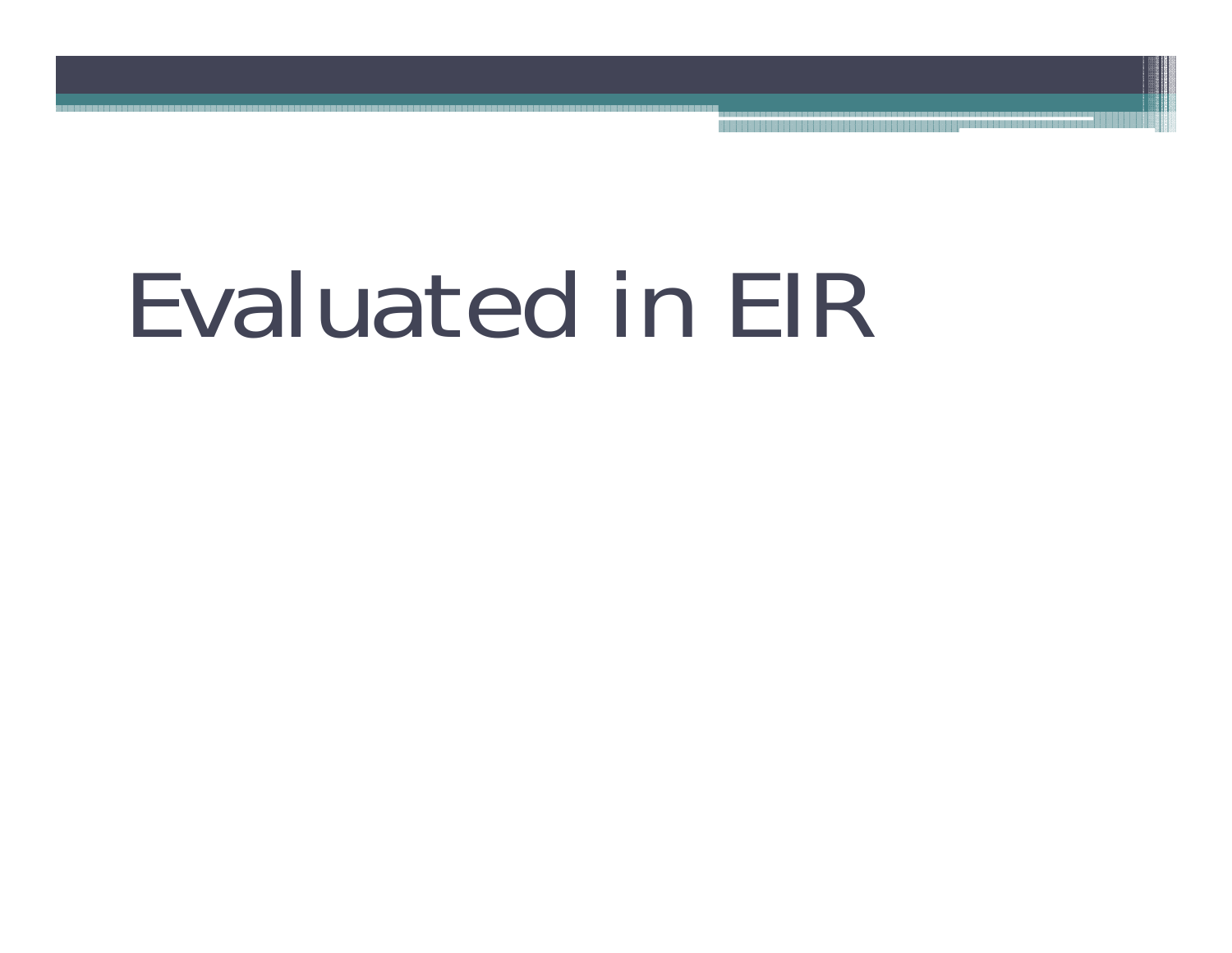# Evaluated in EIR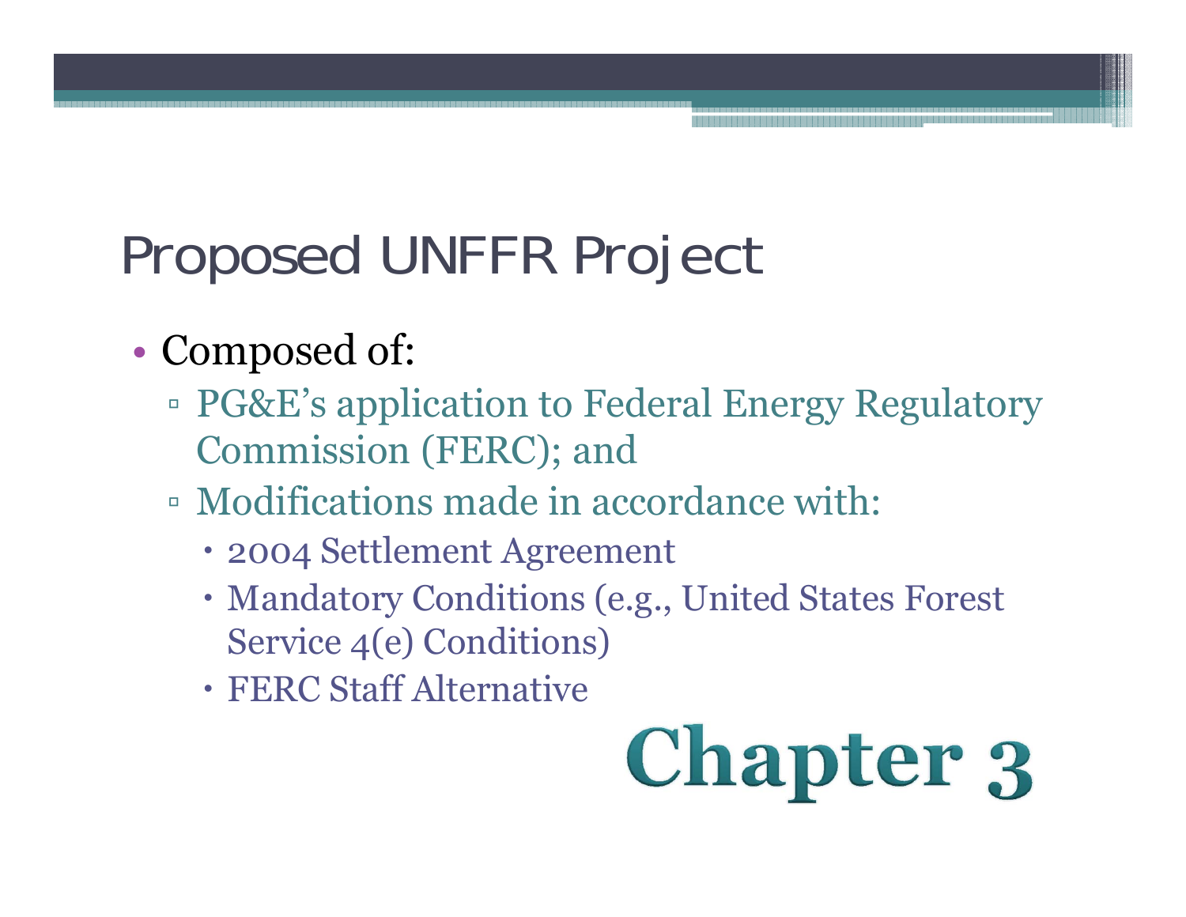# Proposed UNFFR Project

- Composed of:
  - PG&E's application to Federal Energy Regulatory Commission (FERC); and
  - Modifications made in accordance with:
    - 2004 Settlement Agreement
    - Mandatory Conditions (e.g., United States Forest Service 4(e) Conditions)
    - FERC Staff Alternative

**Chapter 3**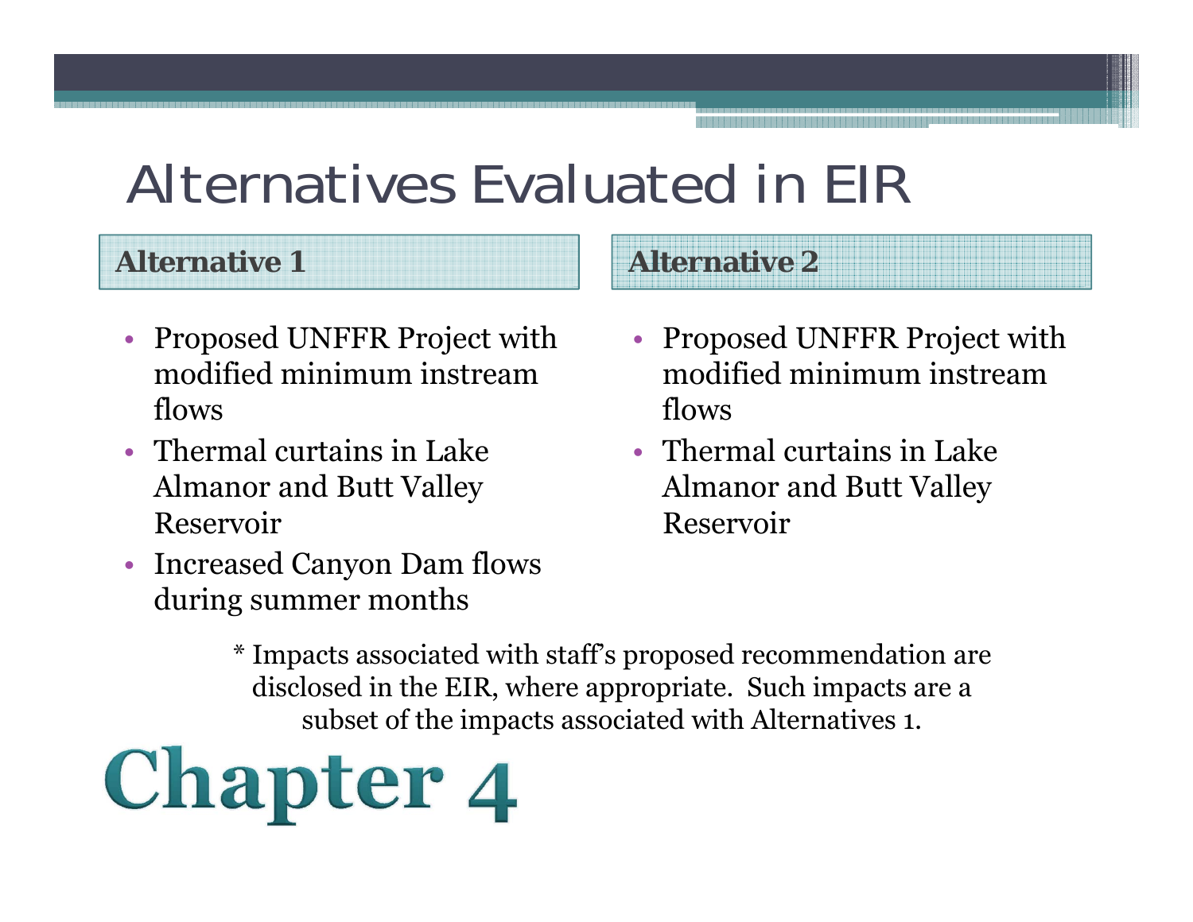# Alternatives Evaluated in EIR

## Alternative 1

- Proposed UNFFR Project with modified minimum instream flows
- Thermal curtains in Lake Almanor and Butt Valley Reservoir
- Increased Canyon Dam flows during summer months

## Alternative 2

- Proposed UNFFR Project with modified minimum instream flows
- Thermal curtains in Lake Almanor and Butt Valley Reservoir

* Impacts associated with staff's proposed recommendation are disclosed in the EIR, where appropriate. Such impacts are a subset of the impacts associated with Alternatives 1.

# Chapter 4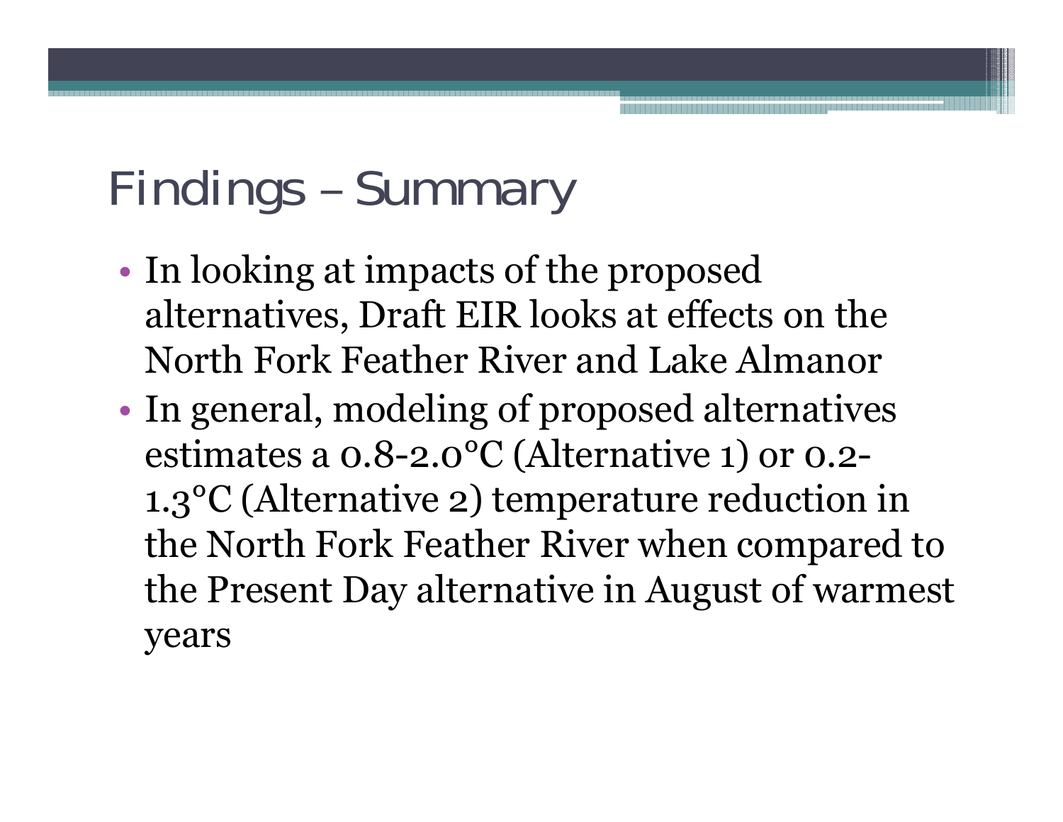# Findings – Summary

- In looking at impacts of the proposed alternatives, Draft EIR looks at effects on the North Fork Feather River and Lake Almanor
- In general, modeling of proposed alternatives estimates a 0.8-2.0°C (Alternative 1) or 0.2-1.3°C (Alternative 2) temperature reduction in the North Fork Feather River when compared to the Present Day alternative in August of warmest years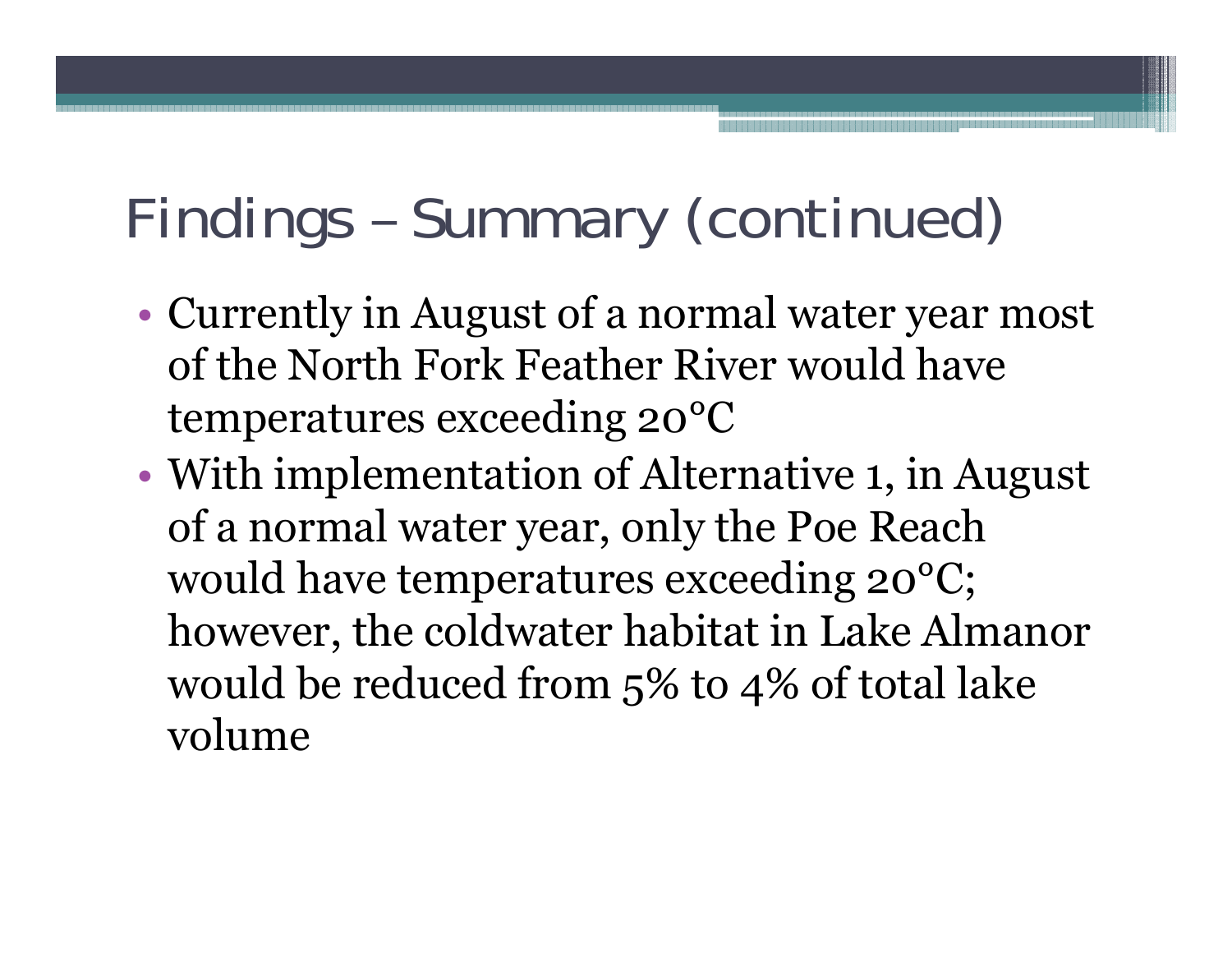# Findings – Summary (continued)

- Currently in August of a normal water year most of the North Fork Feather River would have temperatures exceeding 20°C
- With implementation of Alternative 1, in August of a normal water year, only the Poe Reach would have temperatures exceeding 20°C; however, the coldwater habitat in Lake Almanor would be reduced from 5% to 4% of total lake volume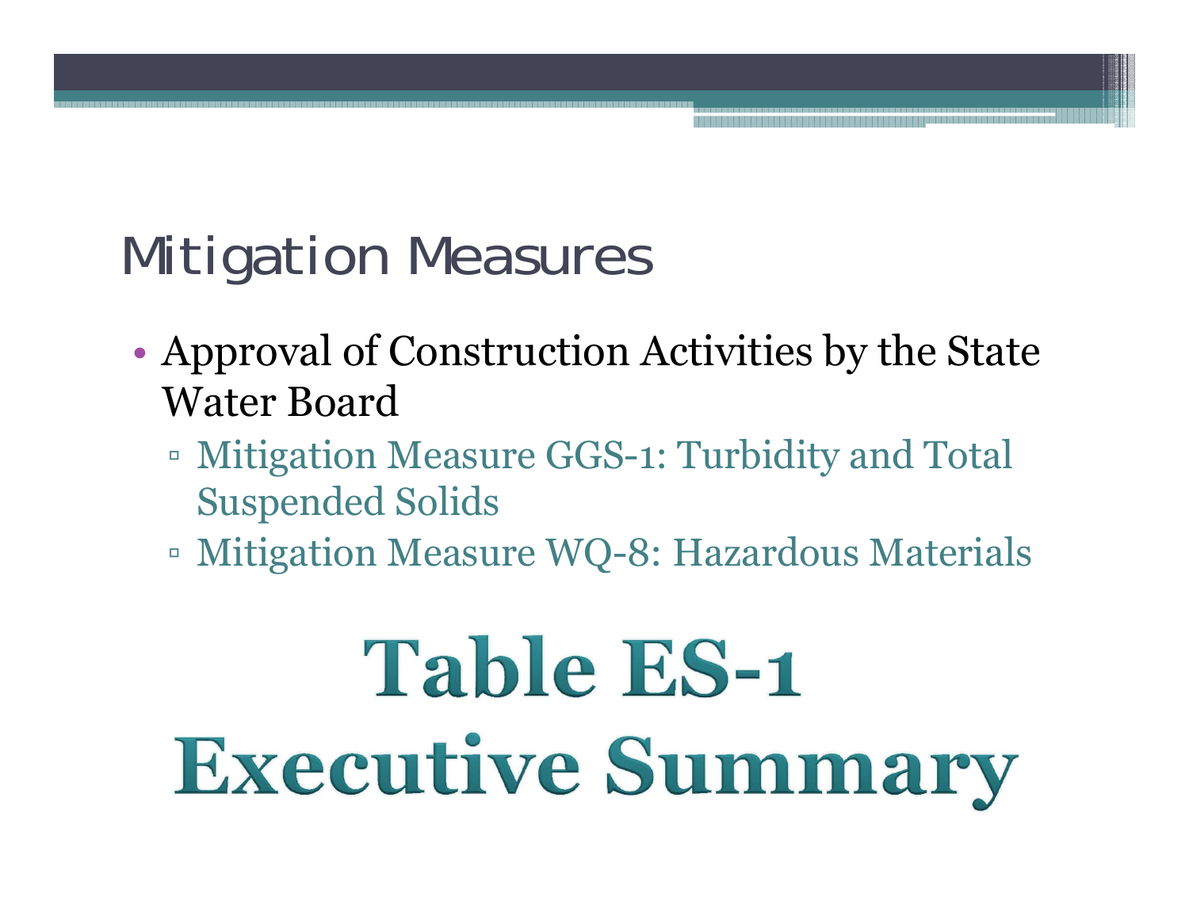# Mitigation Measures

- Approval of Construction Activities by the State Water Board
  - Mitigation Measure GGS-1: Turbidity and Total Suspended Solids
  - Mitigation Measure WQ-8: Hazardous Materials

# Table ES-1
# Executive Summary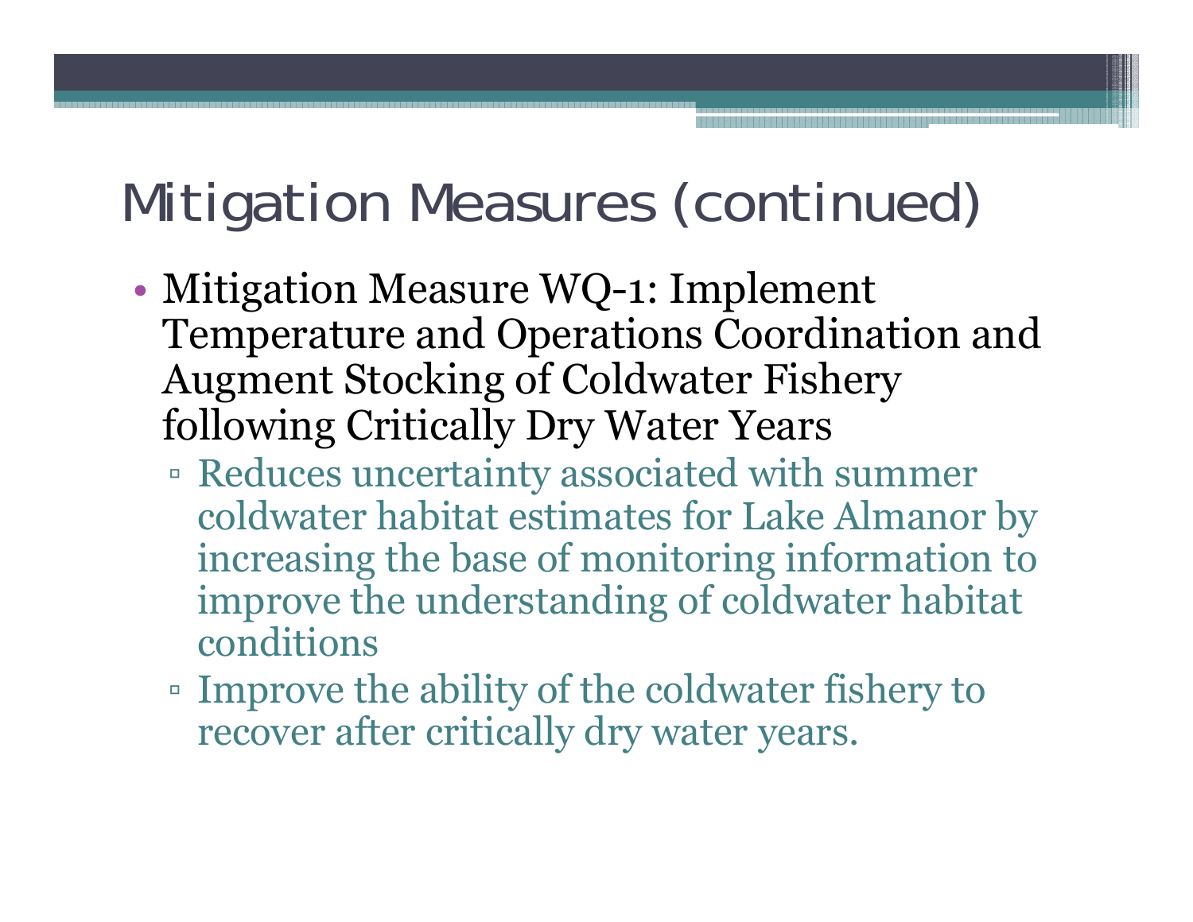# Mitigation Measures (continued)

- Mitigation Measure WQ-1: Implement Temperature and Operations Coordination and Augment Stocking of Coldwater Fishery following Critically Dry Water Years
  - Reduces uncertainty associated with summer coldwater habitat estimates for Lake Almanor by increasing the base of monitoring information to improve the understanding of coldwater habitat conditions
  - Improve the ability of the coldwater fishery to recover after critically dry water years.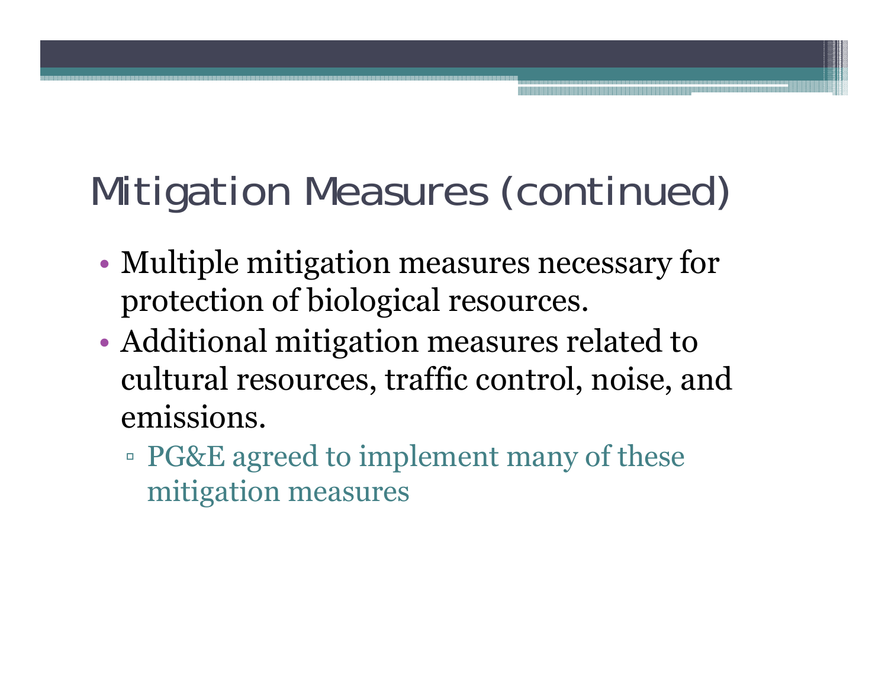# Mitigation Measures (continued)

- Multiple mitigation measures necessary for protection of biological resources.
- Additional mitigation measures related to cultural resources, traffic control, noise, and emissions.
  - PG&E agreed to implement many of these mitigation measures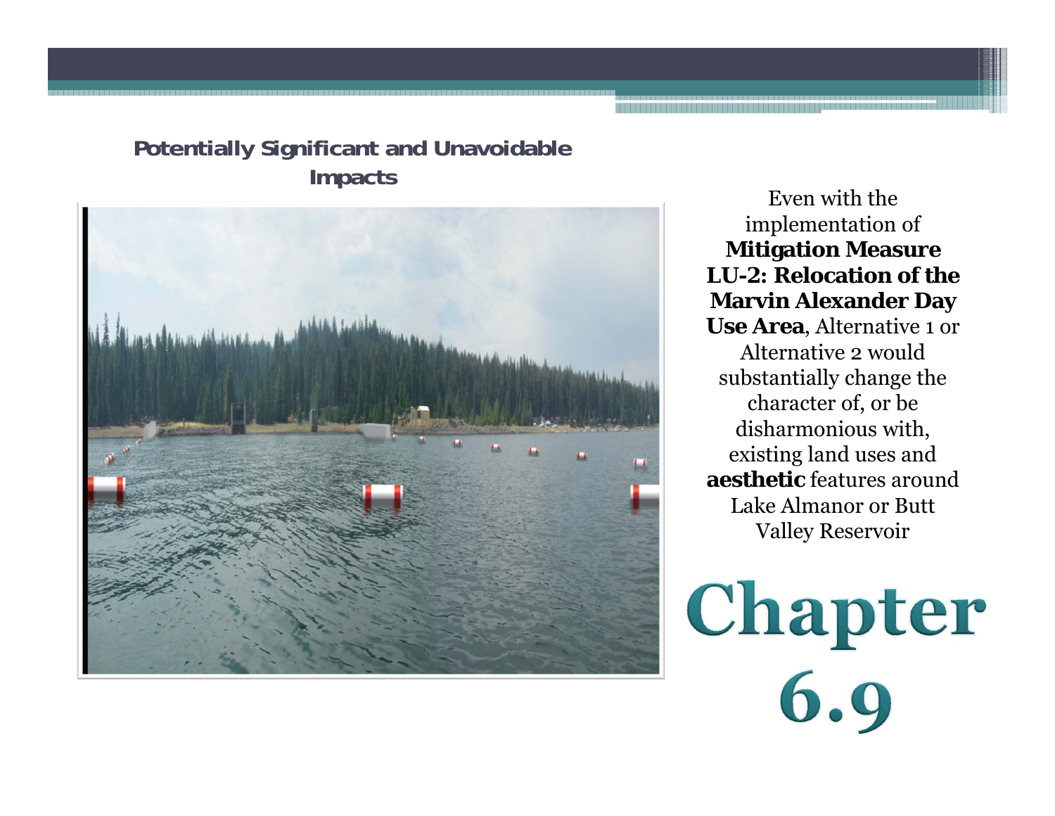## Potentially Significant and Unavoidable Impacts

Even with the implementation of **Mitigation Measure LU-2: Relocation of the Marvin Alexander Day Use Area**, Alternative 1 or Alternative 2 would substantially change the character of, or be disharmonious with, existing land uses and **aesthetic** features around Lake Almanor or Butt Valley Reservoir

# Chapter 6.9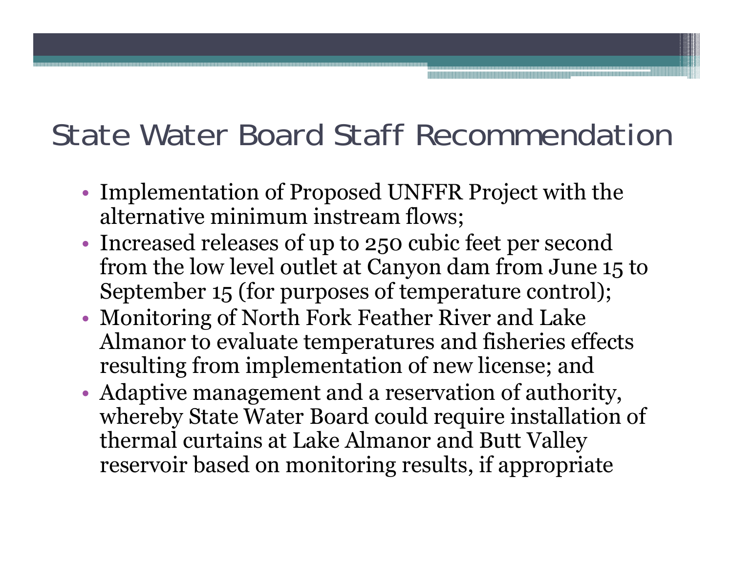# State Water Board Staff Recommendation

- Implementation of Proposed UNFFR Project with the alternative minimum instream flows;
- Increased releases of up to 250 cubic feet per second from the low level outlet at Canyon dam from June 15 to September 15 (for purposes of temperature control);
- Monitoring of North Fork Feather River and Lake Almanor to evaluate temperatures and fisheries effects resulting from implementation of new license; and
- Adaptive management and a reservation of authority, whereby State Water Board could require installation of thermal curtains at Lake Almanor and Butt Valley reservoir based on monitoring results, if appropriate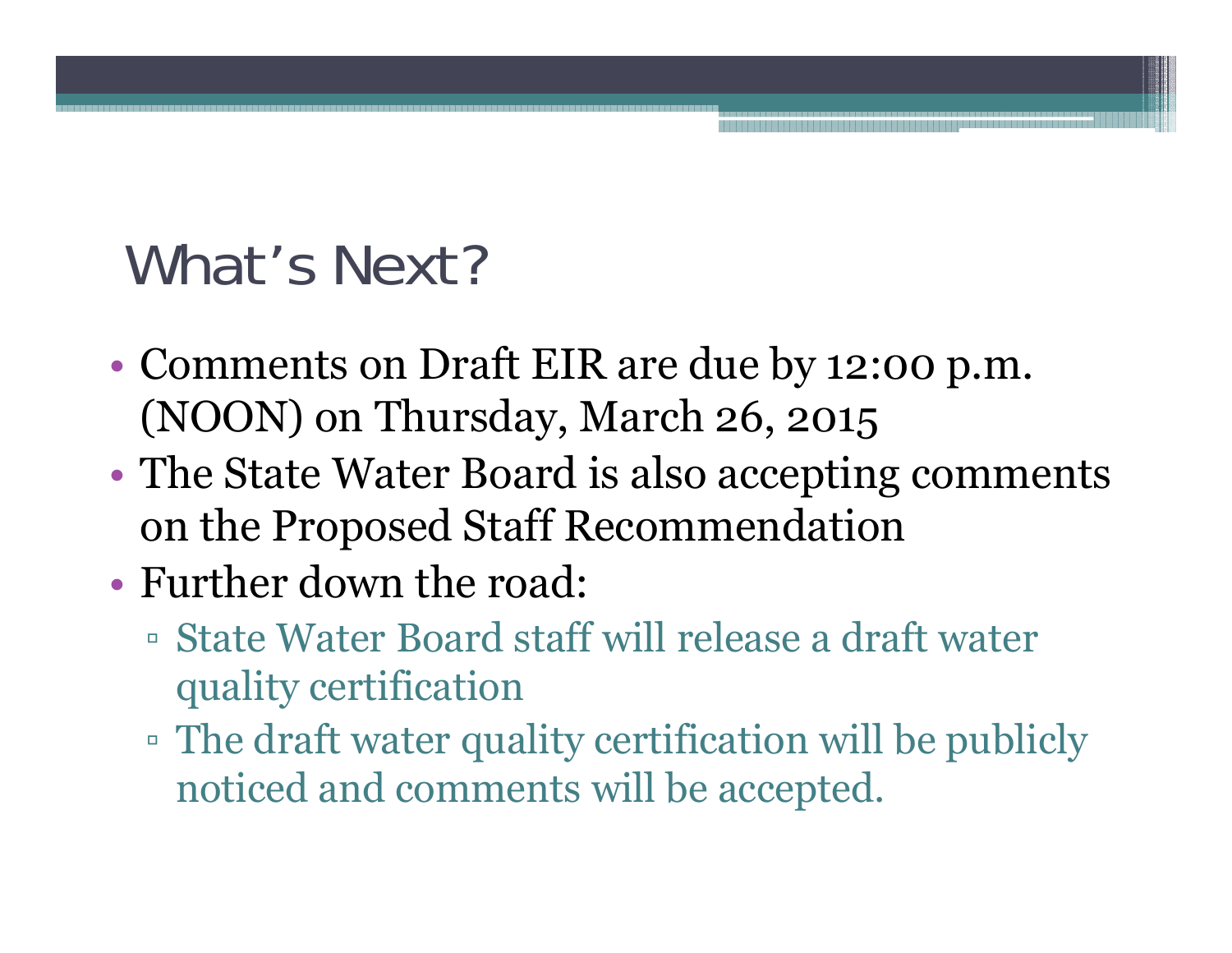# What's Next?

- Comments on Draft EIR are due by 12:00 p.m. (NOON) on Thursday, March 26, 2015
- The State Water Board is also accepting comments on the Proposed Staff Recommendation
- Further down the road:
  - State Water Board staff will release a draft water quality certification
  - The draft water quality certification will be publicly noticed and comments will be accepted.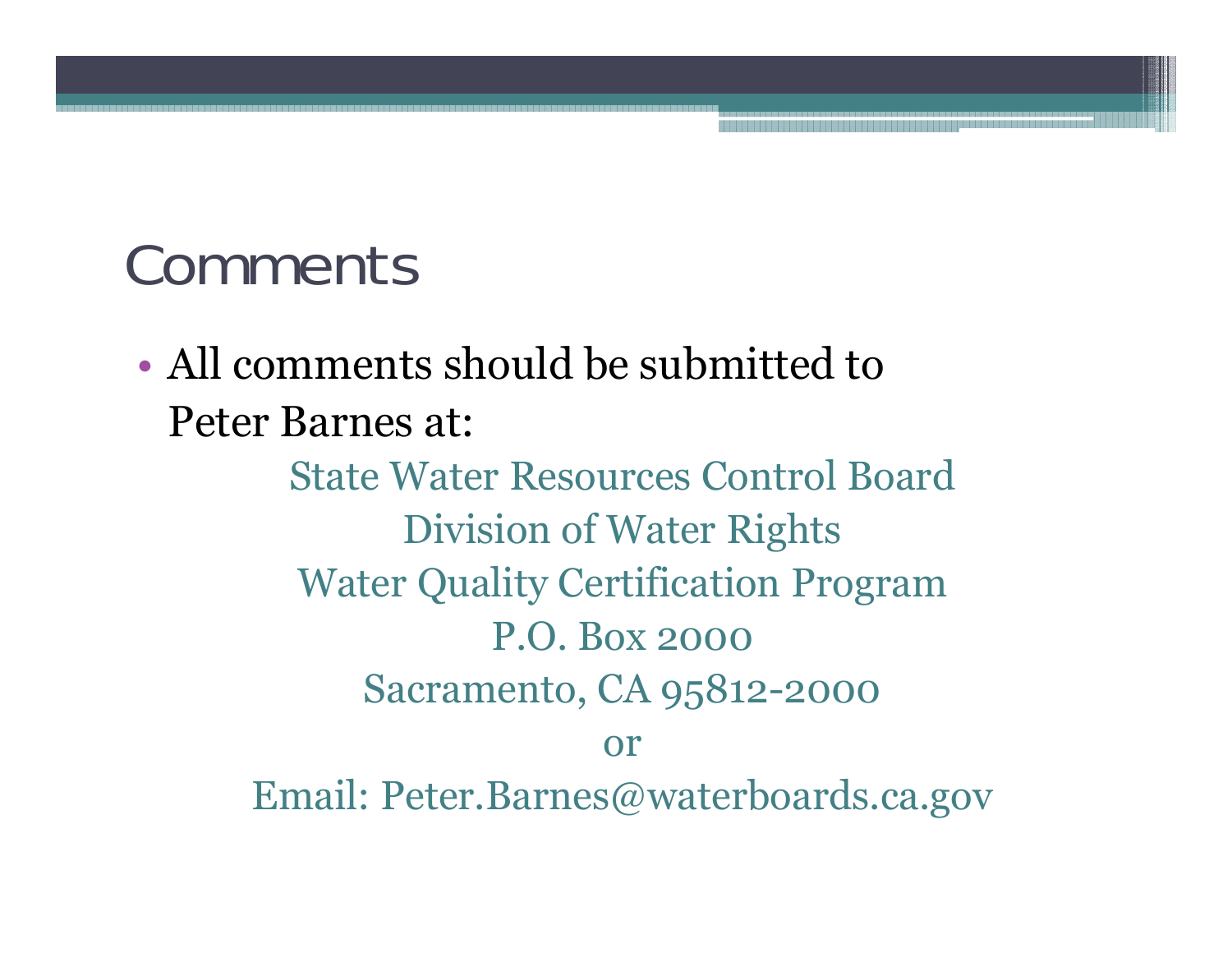# Comments

- All comments should be submitted to Peter Barnes at:

State Water Resources Control Board
Division of Water Rights
Water Quality Certification Program
P.O. Box 2000
Sacramento, CA 95812-2000

or

Email: Peter.Barnes@waterboards.ca.gov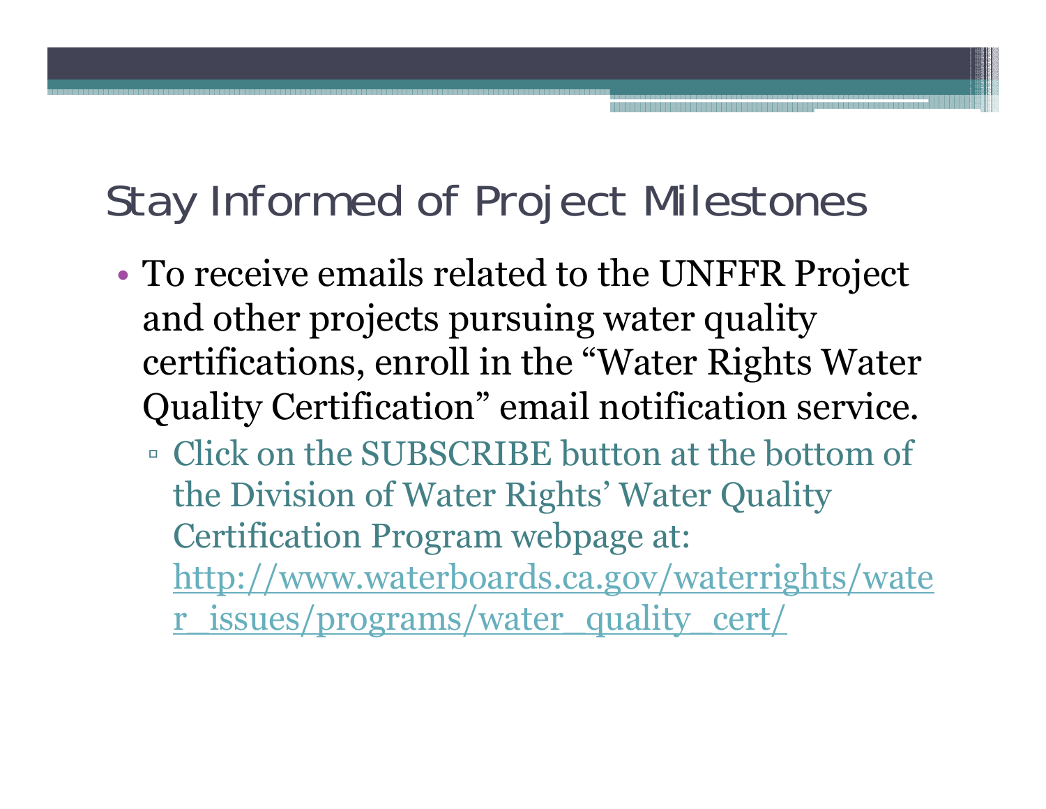# Stay Informed of Project Milestones

- To receive emails related to the UNFFR Project and other projects pursuing water quality certifications, enroll in the "Water Rights Water Quality Certification" email notification service.
  - Click on the SUBSCRIBE button at the bottom of the Division of Water Rights' Water Quality Certification Program webpage at: [http://www.waterboards.ca.gov/waterrights/water_issues/programs/water_quality_cert/](http://www.waterboards.ca.gov/waterrights/water_issues/programs/water_quality_cert/)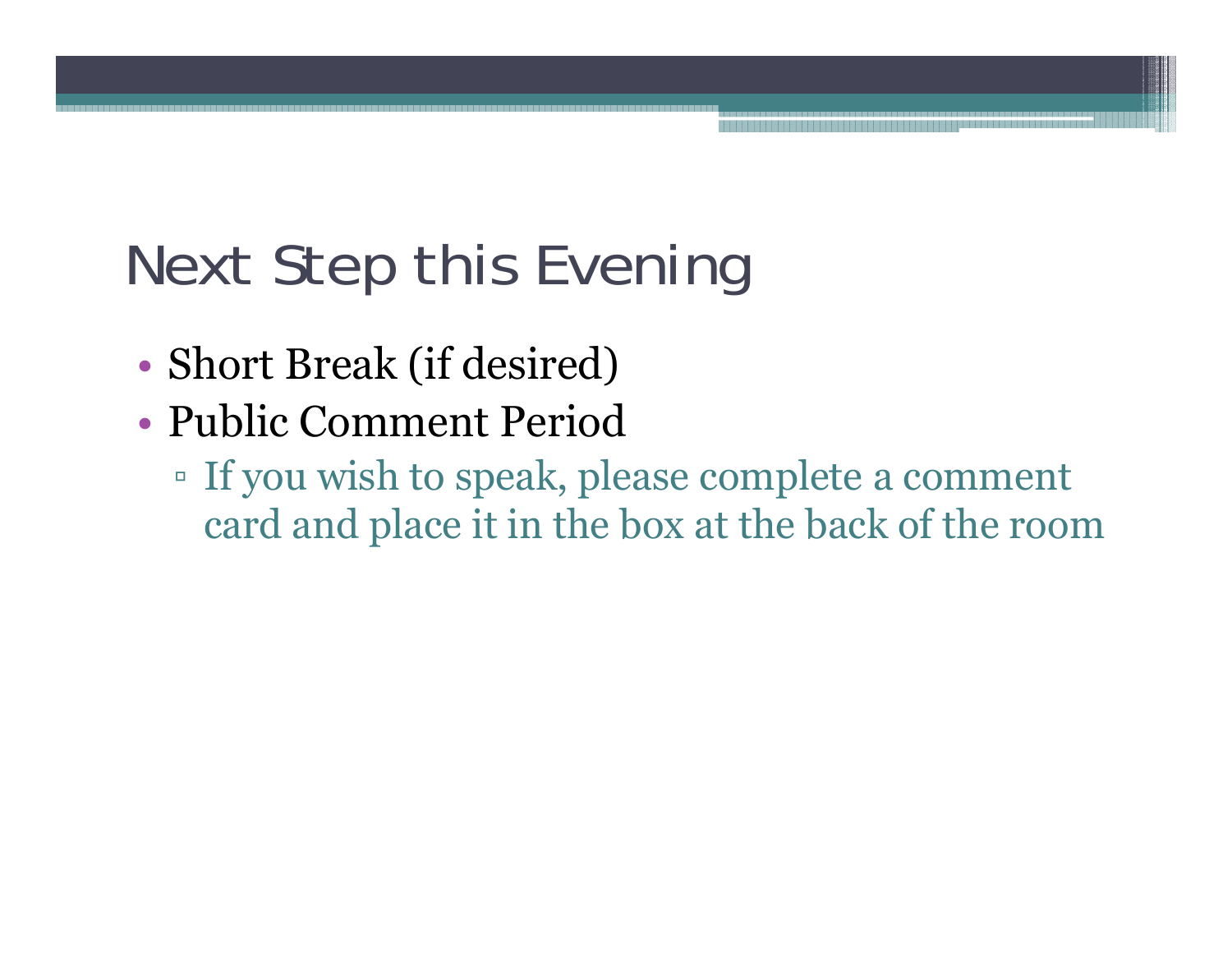# Next Step this Evening

- Short Break (if desired)
- Public Comment Period
  - If you wish to speak, please complete a comment card and place it in the box at the back of the room